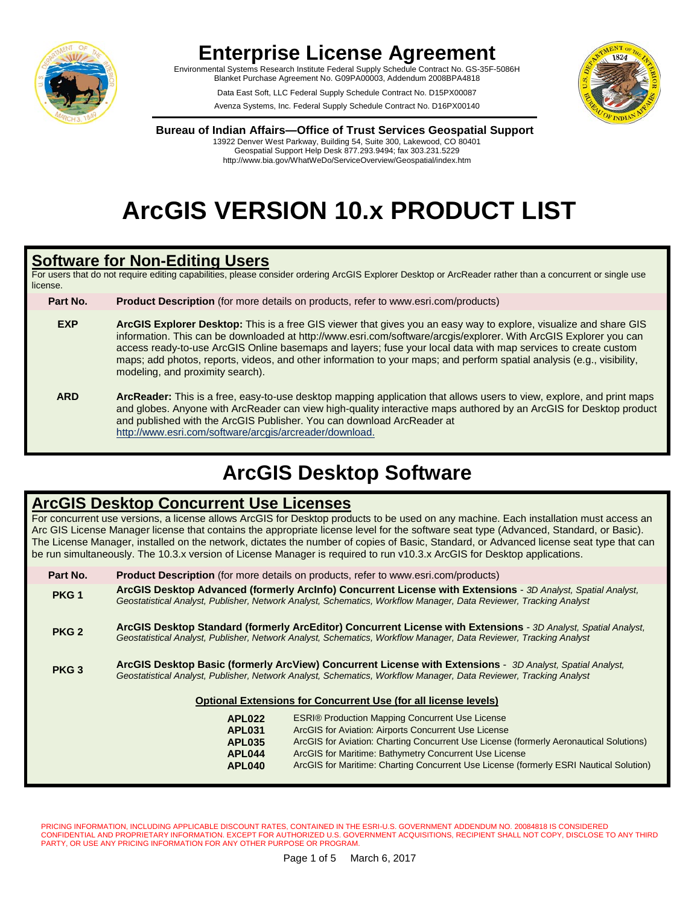# Enterprise License Agreement

Environmental Systems Research Institute Federal Supply Schedule Contract No. GS-35F-5086H
Blanket Purchase Agreement No. G09PA00003, Addendum 2008BPA4818

Data East Soft, LLC Federal Supply Schedule Contract No. D15PX00087

Avenza Systems, Inc. Federal Supply Schedule Contract No. D16PX00140

**Bureau of Indian Affairs—Office of Trust Services Geospatial Support**

13922 Denver West Parkway, Building 54, Suite 300, Lakewood, CO 80401
Geospatial Support Help Desk 877.293.9494; fax 303.231.5229
http://www.bia.gov/WhatWeDo/ServiceOverview/Geospatial/index.htm

# ArcGIS VERSION 10.x PRODUCT LIST

## Software for Non-Editing Users

For users that do not require editing capabilities, please consider ordering ArcGIS Explorer Desktop or ArcReader rather than a concurrent or single use license.

| Part No. | Product Description (for more details on products, refer to www.esri.com/products) |
|---|---|
| EXP | **ArcGIS Explorer Desktop:** This is a free GIS viewer that gives you an easy way to explore, visualize and share GIS information. This can be downloaded at http://www.esri.com/software/arcgis/explorer. With ArcGIS Explorer you can access ready-to-use ArcGIS Online basemaps and layers; fuse your local data with map services to create custom maps; add photos, reports, videos, and other information to your maps; and perform spatial analysis (e.g., visibility, modeling, and proximity search). |
| ARD | **ArcReader:** This is a free, easy-to-use desktop mapping application that allows users to view, explore, and print maps and globes. Anyone with ArcReader can view high-quality interactive maps authored by an ArcGIS for Desktop product and published with the ArcGIS Publisher. You can download ArcReader at http://www.esri.com/software/arcgis/arcreader/download. |

# ArcGIS Desktop Software

## ArcGIS Desktop Concurrent Use Licenses

For concurrent use versions, a license allows ArcGIS for Desktop products to be used on any machine. Each installation must access an Arc GIS License Manager license that contains the appropriate license level for the software seat type (Advanced, Standard, or Basic). The License Manager, installed on the network, dictates the number of copies of Basic, Standard, or Advanced license seat type that can be run simultaneously. The 10.3.x version of License Manager is required to run v10.3.x ArcGIS for Desktop applications.

| Part No. | Product Description (for more details on products, refer to www.esri.com/products) |
|---|---|
| PKG 1 | **ArcGIS Desktop Advanced (formerly ArcInfo) Concurrent License with Extensions** - *3D Analyst, Spatial Analyst, Geostatistical Analyst, Publisher, Network Analyst, Schematics, Workflow Manager, Data Reviewer, Tracking Analyst* |
| PKG 2 | **ArcGIS Desktop Standard (formerly ArcEditor) Concurrent License with Extensions** - *3D Analyst, Spatial Analyst, Geostatistical Analyst, Publisher, Network Analyst, Schematics, Workflow Manager, Data Reviewer, Tracking Analyst* |
| PKG 3 | **ArcGIS Desktop Basic (formerly ArcView) Concurrent License with Extensions** - *3D Analyst, Spatial Analyst, Geostatistical Analyst, Publisher, Network Analyst, Schematics, Workflow Manager, Data Reviewer, Tracking Analyst* |

### Optional Extensions for Concurrent Use (for all license levels)

| | |
|---|---|
| **APL022** | ESRI® Production Mapping Concurrent Use License |
| **APL031** | ArcGIS for Aviation: Airports Concurrent Use License |
| **APL035** | ArcGIS for Aviation: Charting Concurrent Use License (formerly Aeronautical Solutions) |
| **APL044** | ArcGIS for Maritime: Bathymetry Concurrent Use License |
| **APL040** | ArcGIS for Maritime: Charting Concurrent Use License (formerly ESRI Nautical Solution) |

PRICING INFORMATION, INCLUDING APPLICABLE DISCOUNT RATES, CONTAINED IN THE ESRI-U.S. GOVERNMENT ADDENDUM NO. 20084818 IS CONSIDERED CONFIDENTIAL AND PROPRIETARY INFORMATION. EXCEPT FOR AUTHORIZED U.S. GOVERNMENT ACQUISITIONS, RECIPIENT SHALL NOT COPY, DISCLOSE TO ANY THIRD PARTY, OR USE ANY PRICING INFORMATION FOR ANY OTHER PURPOSE OR PROGRAM.

March 6, 2017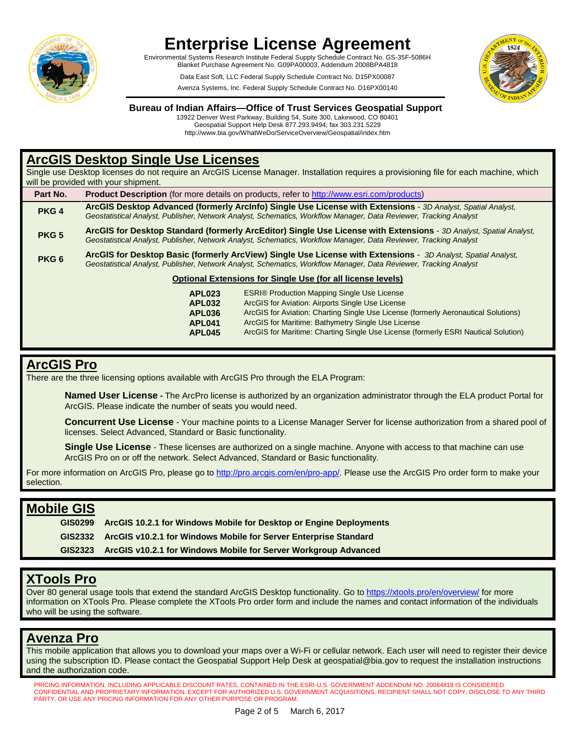# Enterprise License Agreement

Environmental Systems Research Institute Federal Supply Schedule Contract No. GS-35F-5086H
Blanket Purchase Agreement No. G09PA00003, Addendum 2008BPA4818

Data East Soft, LLC Federal Supply Schedule Contract No. D15PX00087

Avenza Systems, Inc. Federal Supply Schedule Contract No. D16PX00140

**Bureau of Indian Affairs—Office of Trust Services Geospatial Support**

13922 Denver West Parkway, Building 54, Suite 300, Lakewood, CO 80401
Geospatial Support Help Desk 877.293.9494; fax 303.231.5229
http://www.bia.gov/WhatWeDo/ServiceOverview/Geospatial/index.htm

## ArcGIS Desktop Single Use Licenses

Single use Desktop licenses do not require an ArcGIS License Manager. Installation requires a provisioning file for each machine, which will be provided with your shipment.

| Part No. | **Product Description** (for more details on products, refer to http://www.esri.com/products) |
|---|---|
| **PKG 4** | **ArcGIS Desktop Advanced (formerly ArcInfo) Single Use License with Extensions** - *3D Analyst, Spatial Analyst, Geostatistical Analyst, Publisher, Network Analyst, Schematics, Workflow Manager, Data Reviewer, Tracking Analyst* |
| **PKG 5** | **ArcGIS for Desktop Standard (formerly ArcEditor) Single Use License with Extensions** - *3D Analyst, Spatial Analyst, Geostatistical Analyst, Publisher, Network Analyst, Schematics, Workflow Manager, Data Reviewer, Tracking Analyst* |
| **PKG 6** | **ArcGIS for Desktop Basic (formerly ArcView) Single Use License with Extensions** - *3D Analyst, Spatial Analyst, Geostatistical Analyst, Publisher, Network Analyst, Schematics, Workflow Manager, Data Reviewer, Tracking Analyst* |

**Optional Extensions for Single Use (for all license levels)**

| | |
|---|---|
| **APL023** | ESRI® Production Mapping Single Use License |
| **APL032** | ArcGIS for Aviation: Airports Single Use License |
| **APL036** | ArcGIS for Aviation: Charting Single Use License (formerly Aeronautical Solutions) |
| **APL041** | ArcGIS for Maritime: Bathymetry Single Use License |
| **APL045** | ArcGIS for Maritime: Charting Single Use License (formerly ESRI Nautical Solution) |

## ArcGIS Pro

There are the three licensing options available with ArcGIS Pro through the ELA Program:

**Named User License -** The ArcPro license is authorized by an organization administrator through the ELA product Portal for ArcGIS. Please indicate the number of seats you would need.

**Concurrent Use License** - Your machine points to a License Manager Server for license authorization from a shared pool of licenses. Select Advanced, Standard or Basic functionality.

**Single Use License** - These licenses are authorized on a single machine. Anyone with access to that machine can use ArcGIS Pro on or off the network. Select Advanced, Standard or Basic functionality.

For more information on ArcGIS Pro, please go to http://pro.arcgis.com/en/pro-app/. Please use the ArcGIS Pro order form to make your selection.

## Mobile GIS

| | |
|---|---|
| **GIS0299** | **ArcGIS 10.2.1 for Windows Mobile for Desktop or Engine Deployments** |
| **GIS2332** | **ArcGIS v10.2.1 for Windows Mobile for Server Enterprise Standard** |
| **GIS2323** | **ArcGIS v10.2.1 for Windows Mobile for Server Workgroup Advanced** |

## XTools Pro

Over 80 general usage tools that extend the standard ArcGIS Desktop functionality. Go to https://xtools.pro/en/overview/ for more information on XTools Pro. Please complete the XTools Pro order form and include the names and contact information of the individuals who will be using the software.

## Avenza Pro

This mobile application that allows you to download your maps over a Wi-Fi or cellular network. Each user will need to register their device using the subscription ID. Please contact the Geospatial Support Help Desk at geospatial@bia.gov to request the installation instructions and the authorization code.

PRICING INFORMATION, INCLUDING APPLICABLE DISCOUNT RATES, CONTAINED IN THE ESRI-U.S. GOVERNMENT ADDENDUM NO. 20084818 IS CONSIDERED CONFIDENTIAL AND PROPRIETARY INFORMATION. EXCEPT FOR AUTHORIZED U.S. GOVERNMENT ACQUISITIONS, RECIPIENT SHALL NOT COPY, DISCLOSE TO ANY THIRD PARTY, OR USE ANY PRICING INFORMATION FOR ANY OTHER PURPOSE OR PROGRAM.

March 6, 2017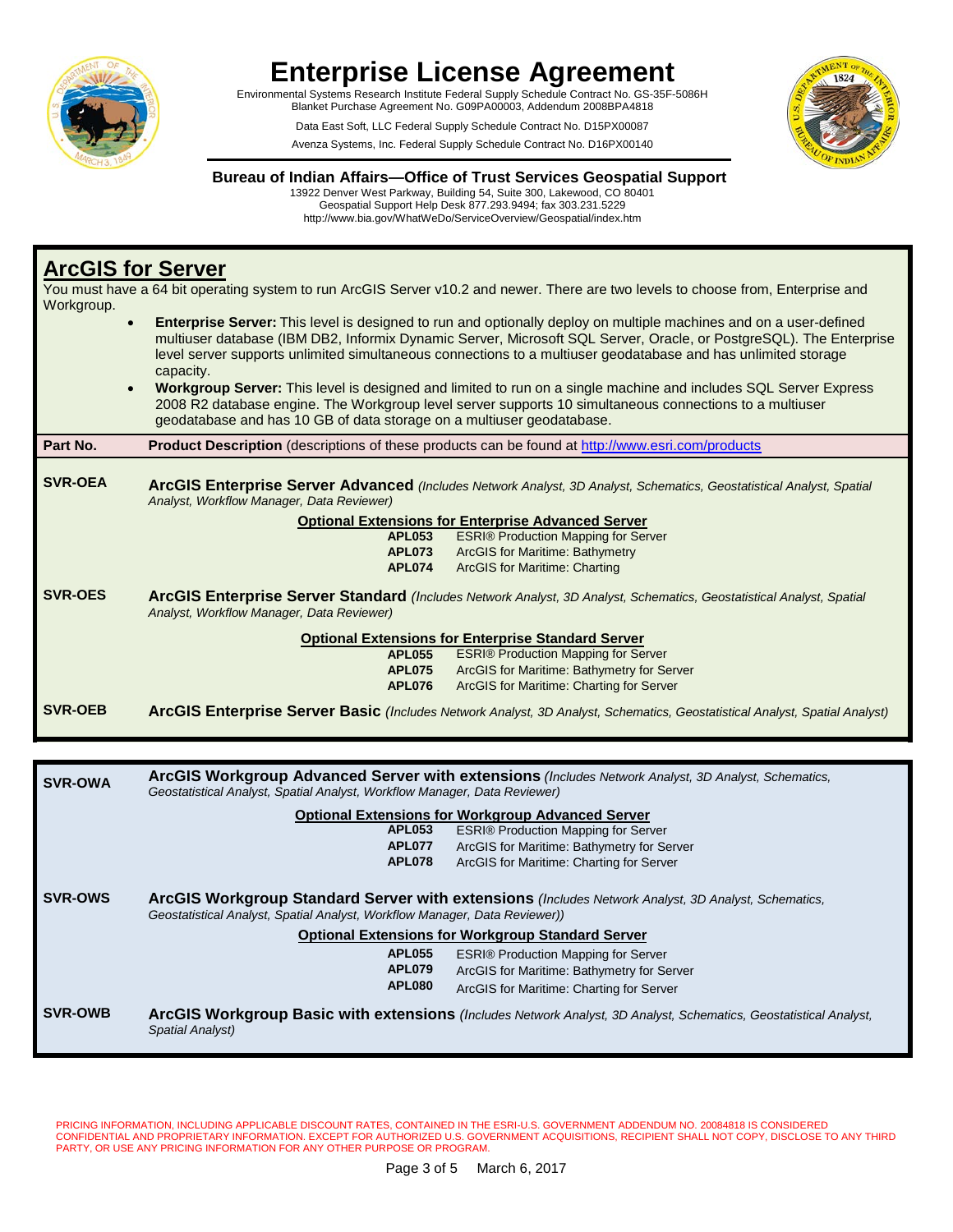# Enterprise License Agreement

Environmental Systems Research Institute Federal Supply Schedule Contract No. GS-35F-5086H
Blanket Purchase Agreement No. G09PA00003, Addendum 2008BPA4818

Data East Soft, LLC Federal Supply Schedule Contract No. D15PX00087

Avenza Systems, Inc. Federal Supply Schedule Contract No. D16PX00140

**Bureau of Indian Affairs—Office of Trust Services Geospatial Support**

13922 Denver West Parkway, Building 54, Suite 300, Lakewood, CO 80401
Geospatial Support Help Desk 877.293.9494; fax 303.231.5229
http://www.bia.gov/WhatWeDo/ServiceOverview/Geospatial/index.htm

## ArcGIS for Server

You must have a 64 bit operating system to run ArcGIS Server v10.2 and newer. There are two levels to choose from, Enterprise and Workgroup.

- **Enterprise Server:** This level is designed to run and optionally deploy on multiple machines and on a user-defined multiuser database (IBM DB2, Informix Dynamic Server, Microsoft SQL Server, Oracle, or PostgreSQL). The Enterprise level server supports unlimited simultaneous connections to a multiuser geodatabase and has unlimited storage capacity.
- **Workgroup Server:** This level is designed and limited to run on a single machine and includes SQL Server Express 2008 R2 database engine. The Workgroup level server supports 10 simultaneous connections to a multiuser geodatabase and has 10 GB of data storage on a multiuser geodatabase.

| Part No. | Product Description (descriptions of these products can be found at http://www.esri.com/products) |
|---|---|
| **SVR-OEA** | **ArcGIS Enterprise Server Advanced** *(Includes Network Analyst, 3D Analyst, Schematics, Geostatistical Analyst, Spatial Analyst, Workflow Manager, Data Reviewer)* |
| | **Optional Extensions for Enterprise Advanced Server** |
| | **APL053** ESRI® Production Mapping for Server |
| | **APL073** ArcGIS for Maritime: Bathymetry |
| | **APL074** ArcGIS for Maritime: Charting |
| **SVR-OES** | **ArcGIS Enterprise Server Standard** *(Includes Network Analyst, 3D Analyst, Schematics, Geostatistical Analyst, Spatial Analyst, Workflow Manager, Data Reviewer)* |
| | **Optional Extensions for Enterprise Standard Server** |
| | **APL055** ESRI® Production Mapping for Server |
| | **APL075** ArcGIS for Maritime: Bathymetry for Server |
| | **APL076** ArcGIS for Maritime: Charting for Server |
| **SVR-OEB** | **ArcGIS Enterprise Server Basic** *(Includes Network Analyst, 3D Analyst, Schematics, Geostatistical Analyst, Spatial Analyst)* |

| Part No. | Product Description |
|---|---|
| **SVR-OWA** | **ArcGIS Workgroup Advanced Server with extensions** *(Includes Network Analyst, 3D Analyst, Schematics, Geostatistical Analyst, Spatial Analyst, Workflow Manager, Data Reviewer)* |
| | **Optional Extensions for Workgroup Advanced Server** |
| | **APL053** ESRI® Production Mapping for Server |
| | **APL077** ArcGIS for Maritime: Bathymetry for Server |
| | **APL078** ArcGIS for Maritime: Charting for Server |
| **SVR-OWS** | **ArcGIS Workgroup Standard Server with extensions** *(Includes Network Analyst, 3D Analyst, Schematics, Geostatistical Analyst, Spatial Analyst, Workflow Manager, Data Reviewer))* |
| | **Optional Extensions for Workgroup Standard Server** |
| | **APL055** ESRI® Production Mapping for Server |
| | **APL079** ArcGIS for Maritime: Bathymetry for Server |
| | **APL080** ArcGIS for Maritime: Charting for Server |
| **SVR-OWB** | **ArcGIS Workgroup Basic with extensions** *(Includes Network Analyst, 3D Analyst, Schematics, Geostatistical Analyst, Spatial Analyst)* |

PRICING INFORMATION, INCLUDING APPLICABLE DISCOUNT RATES, CONTAINED IN THE ESRI-U.S. GOVERNMENT ADDENDUM NO. 20084818 IS CONSIDERED CONFIDENTIAL AND PROPRIETARY INFORMATION. EXCEPT FOR AUTHORIZED U.S. GOVERNMENT ACQUISITIONS, RECIPIENT SHALL NOT COPY, DISCLOSE TO ANY THIRD PARTY, OR USE ANY PRICING INFORMATION FOR ANY OTHER PURPOSE OR PROGRAM.

March 6, 2017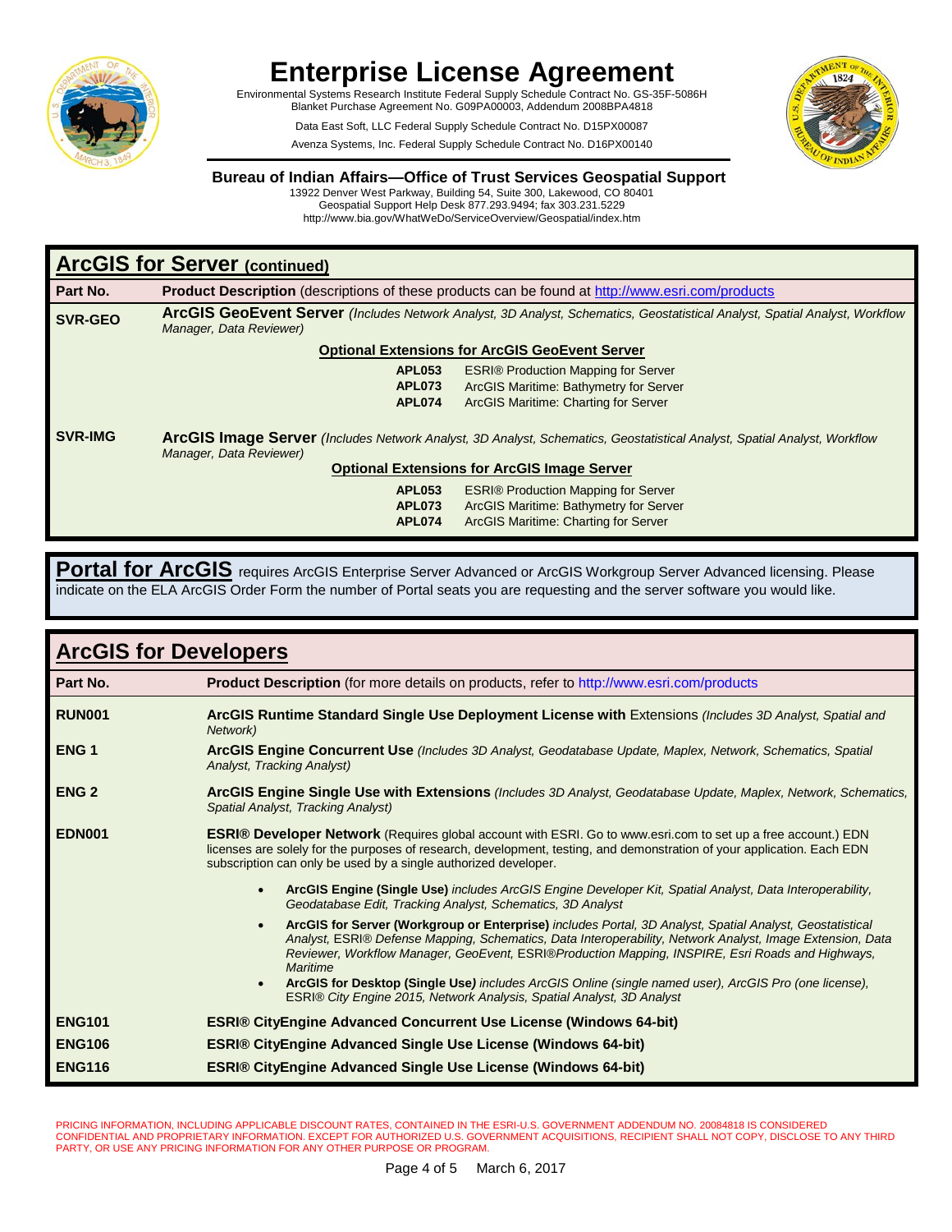# Enterprise License Agreement

Environmental Systems Research Institute Federal Supply Schedule Contract No. GS-35F-5086H
Blanket Purchase Agreement No. G09PA00003, Addendum 2008BPA4818

Data East Soft, LLC Federal Supply Schedule Contract No. D15PX00087

Avenza Systems, Inc. Federal Supply Schedule Contract No. D16PX00140

## Bureau of Indian Affairs—Office of Trust Services Geospatial Support

13922 Denver West Parkway, Building 54, Suite 300, Lakewood, CO 80401
Geospatial Support Help Desk 877.293.9494; fax 303.231.5229
http://www.bia.gov/WhatWeDo/ServiceOverview/Geospatial/index.htm

## ArcGIS for Server (continued)

| Part No. | Product Description (descriptions of these products can be found at http://www.esri.com/products |
|---|---|
| SVR-GEO | **ArcGIS GeoEvent Server** *(Includes Network Analyst, 3D Analyst, Schematics, Geostatistical Analyst, Spatial Analyst, Workflow Manager, Data Reviewer)* |

**Optional Extensions for ArcGIS GeoEvent Server**

| | |
|---|---|
| APL053 | ESRI® Production Mapping for Server |
| APL073 | ArcGIS Maritime: Bathymetry for Server |
| APL074 | ArcGIS Maritime: Charting for Server |

| Part No. | Product Description |
|---|---|
| SVR-IMG | **ArcGIS Image Server** *(Includes Network Analyst, 3D Analyst, Schematics, Geostatistical Analyst, Spatial Analyst, Workflow Manager, Data Reviewer)* |

**Optional Extensions for ArcGIS Image Server**

| | |
|---|---|
| APL053 | ESRI® Production Mapping for Server |
| APL073 | ArcGIS Maritime: Bathymetry for Server |
| APL074 | ArcGIS Maritime: Charting for Server |

## Portal for ArcGIS

**Portal for ArcGIS** requires ArcGIS Enterprise Server Advanced or ArcGIS Workgroup Server Advanced licensing. Please indicate on the ELA ArcGIS Order Form the number of Portal seats you are requesting and the server software you would like.

## ArcGIS for Developers

| Part No. | Product Description (for more details on products, refer to http://www.esri.com/products |
|---|---|
| RUN001 | **ArcGIS Runtime Standard Single Use Deployment License with** Extensions *(Includes 3D Analyst, Spatial and Network)* |
| ENG 1 | **ArcGIS Engine Concurrent Use** *(Includes 3D Analyst, Geodatabase Update, Maplex, Network, Schematics, Spatial Analyst, Tracking Analyst)* |
| ENG 2 | **ArcGIS Engine Single Use with Extensions** *(Includes 3D Analyst, Geodatabase Update, Maplex, Network, Schematics, Spatial Analyst, Tracking Analyst)* |
| EDN001 | **ESRI® Developer Network** (Requires global account with ESRI. Go to www.esri.com to set up a free account.) EDN licenses are solely for the purposes of research, development, testing, and demonstration of your application. Each EDN subscription can only be used by a single authorized developer. |

- **ArcGIS Engine (Single Use)** *includes ArcGIS Engine Developer Kit, Spatial Analyst, Data Interoperability, Geodatabase Edit, Tracking Analyst, Schematics, 3D Analyst*
- **ArcGIS for Server (Workgroup or Enterprise)** *includes Portal, 3D Analyst, Spatial Analyst, Geostatistical Analyst,* ESRI® *Defense Mapping, Schematics, Data Interoperability, Network Analyst, Image Extension, Data Reviewer, Workflow Manager, GeoEvent,* ESRI®*Production Mapping, INSPIRE, Esri Roads and Highways, Maritime*
- **ArcGIS for Desktop (Single Use)** *includes ArcGIS Online (single named user), ArcGIS Pro (one license),* ESRI® *City Engine 2015, Network Analysis, Spatial Analyst, 3D Analyst*

| Part No. | Product Description |
|---|---|
| ENG101 | **ESRI® CityEngine Advanced Concurrent Use License (Windows 64-bit)** |
| ENG106 | **ESRI® CityEngine Advanced Single Use License (Windows 64-bit)** |
| ENG116 | **ESRI® CityEngine Advanced Single Use License (Windows 64-bit)** |

PRICING INFORMATION, INCLUDING APPLICABLE DISCOUNT RATES, CONTAINED IN THE ESRI-U.S. GOVERNMENT ADDENDUM NO. 20084818 IS CONSIDERED CONFIDENTIAL AND PROPRIETARY INFORMATION. EXCEPT FOR AUTHORIZED U.S. GOVERNMENT ACQUISITIONS, RECIPIENT SHALL NOT COPY, DISCLOSE TO ANY THIRD PARTY, OR USE ANY PRICING INFORMATION FOR ANY OTHER PURPOSE OR PROGRAM.

March 6, 2017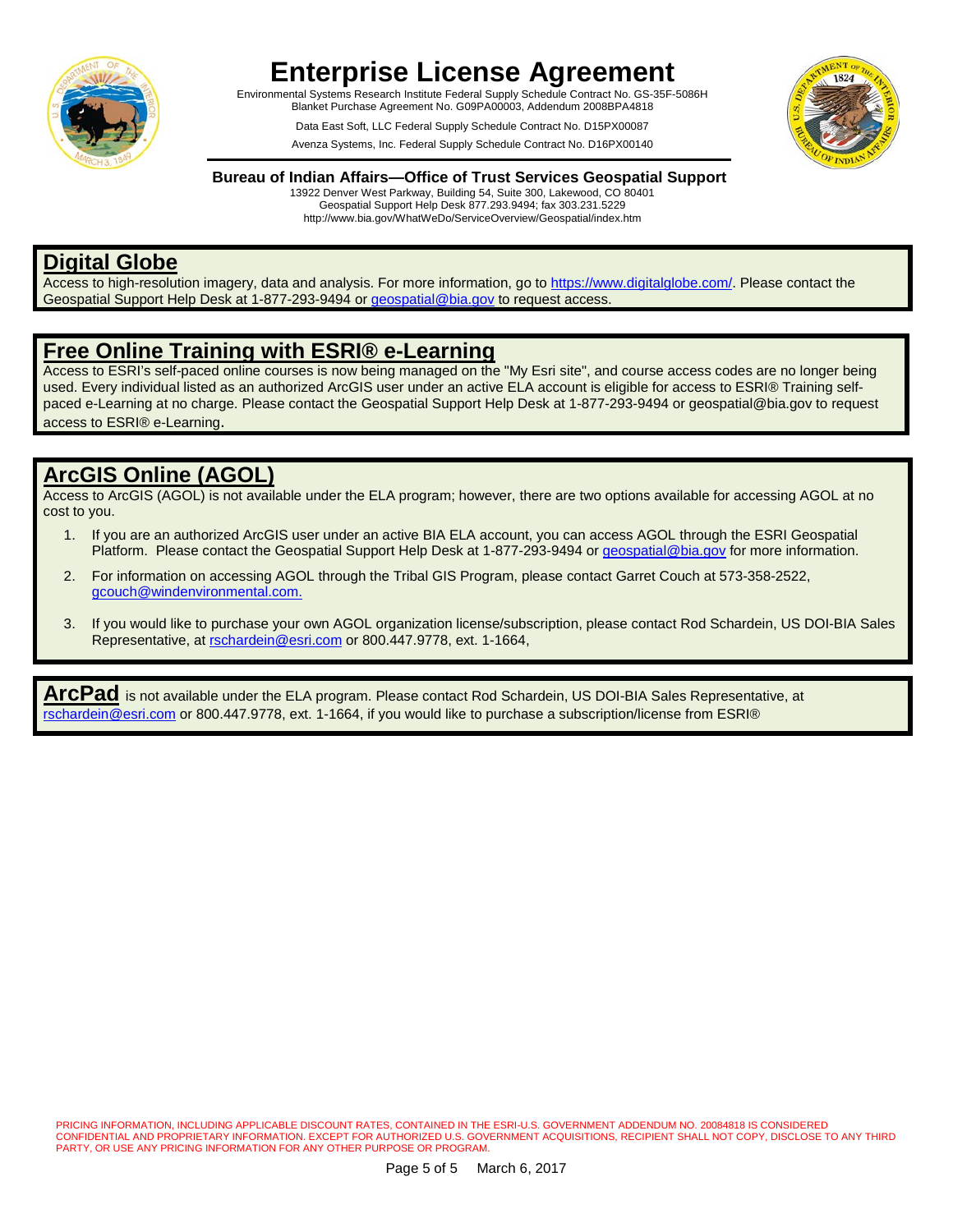# Enterprise License Agreement

Environmental Systems Research Institute Federal Supply Schedule Contract No. GS-35F-5086H
Blanket Purchase Agreement No. G09PA00003, Addendum 2008BPA4818

Data East Soft, LLC Federal Supply Schedule Contract No. D15PX00087

Avenza Systems, Inc. Federal Supply Schedule Contract No. D16PX00140

**Bureau of Indian Affairs—Office of Trust Services Geospatial Support**
13922 Denver West Parkway, Building 54, Suite 300, Lakewood, CO 80401
Geospatial Support Help Desk 877.293.9494; fax 303.231.5229
http://www.bia.gov/WhatWeDo/ServiceOverview/Geospatial/index.htm

## Digital Globe

Access to high-resolution imagery, data and analysis. For more information, go to https://www.digitalglobe.com/. Please contact the Geospatial Support Help Desk at 1-877-293-9494 or geospatial@bia.gov to request access.

## Free Online Training with ESRI® e-Learning

Access to ESRI's self-paced online courses is now being managed on the "My Esri site", and course access codes are no longer being used. Every individual listed as an authorized ArcGIS user under an active ELA account is eligible for access to ESRI® Training self-paced e-Learning at no charge. Please contact the Geospatial Support Help Desk at 1-877-293-9494 or geospatial@bia.gov to request access to ESRI® e-Learning.

## ArcGIS Online (AGOL)

Access to ArcGIS (AGOL) is not available under the ELA program; however, there are two options available for accessing AGOL at no cost to you.

1. If you are an authorized ArcGIS user under an active BIA ELA account, you can access AGOL through the ESRI Geospatial Platform. Please contact the Geospatial Support Help Desk at 1-877-293-9494 or geospatial@bia.gov for more information.
2. For information on accessing AGOL through the Tribal GIS Program, please contact Garret Couch at 573-358-2522, gcouch@windenvironmental.com.
3. If you would like to purchase your own AGOL organization license/subscription, please contact Rod Schardein, US DOI-BIA Sales Representative, at rschardein@esri.com or 800.447.9778, ext. 1-1664,

**ArcPad** is not available under the ELA program. Please contact Rod Schardein, US DOI-BIA Sales Representative, at rschardein@esri.com or 800.447.9778, ext. 1-1664, if you would like to purchase a subscription/license from ESRI®

PRICING INFORMATION, INCLUDING APPLICABLE DISCOUNT RATES, CONTAINED IN THE ESRI-U.S. GOVERNMENT ADDENDUM NO. 20084818 IS CONSIDERED CONFIDENTIAL AND PROPRIETARY INFORMATION. EXCEPT FOR AUTHORIZED U.S. GOVERNMENT ACQUISITIONS, RECIPIENT SHALL NOT COPY, DISCLOSE TO ANY THIRD PARTY, OR USE ANY PRICING INFORMATION FOR ANY OTHER PURPOSE OR PROGRAM.

March 6, 2017